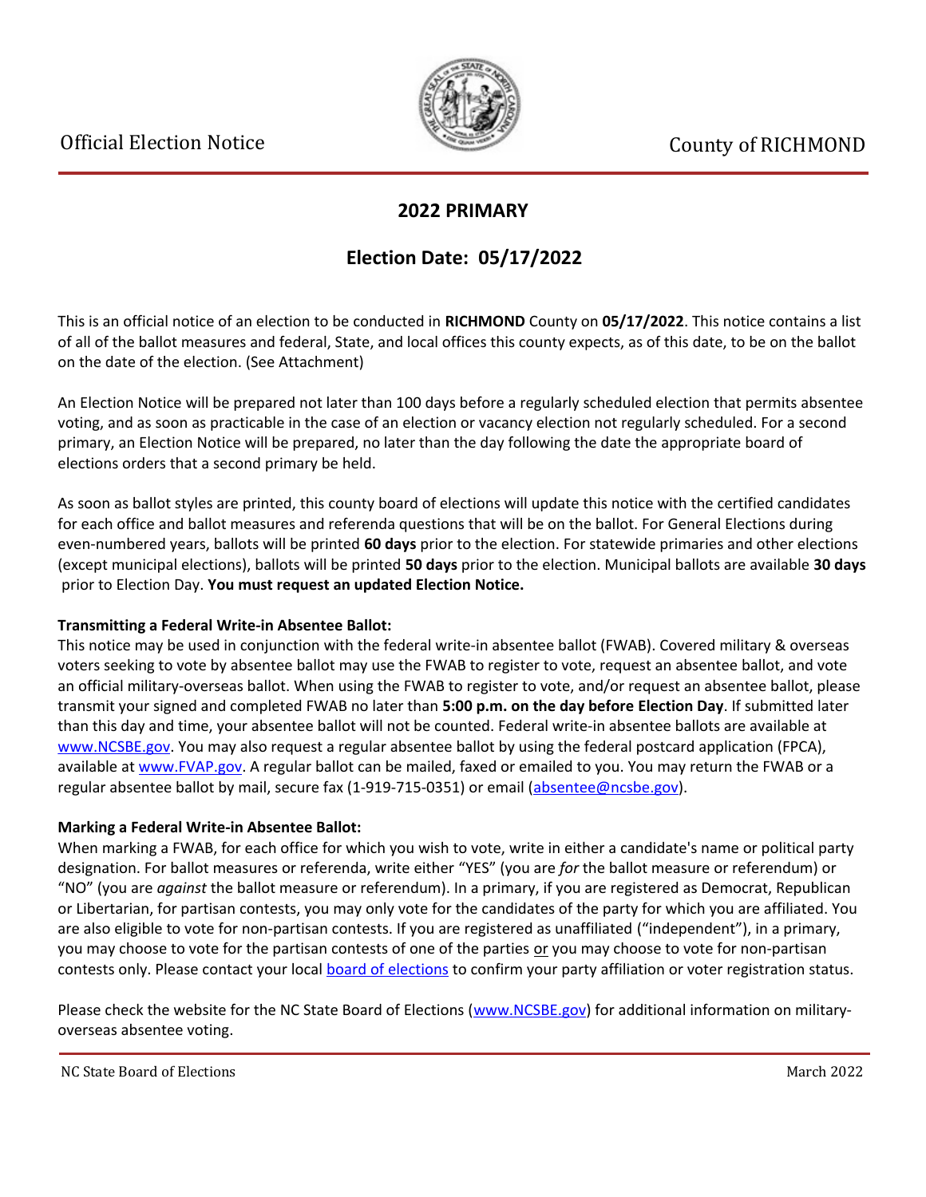Official Election Notice

County of RICHMOND

## 2022 PRIMARY

## Election Date: 05/17/2022

This is an official notice of an election to be conducted in **RICHMOND** County on **05/17/2022**. This notice contains a list of all of the ballot measures and federal, State, and local offices this county expects, as of this date, to be on the ballot on the date of the election. (See Attachment)

An Election Notice will be prepared not later than 100 days before a regularly scheduled election that permits absentee voting, and as soon as practicable in the case of an election or vacancy election not regularly scheduled. For a second primary, an Election Notice will be prepared, no later than the day following the date the appropriate board of elections orders that a second primary be held.

As soon as ballot styles are printed, this county board of elections will update this notice with the certified candidates for each office and ballot measures and referenda questions that will be on the ballot. For General Elections during even-numbered years, ballots will be printed **60 days** prior to the election. For statewide primaries and other elections (except municipal elections), ballots will be printed **50 days** prior to the election. Municipal ballots are available **30 days** prior to Election Day. **You must request an updated Election Notice.**

**Transmitting a Federal Write-in Absentee Ballot:**
This notice may be used in conjunction with the federal write-in absentee ballot (FWAB). Covered military & overseas voters seeking to vote by absentee ballot may use the FWAB to register to vote, request an absentee ballot, and vote an official military-overseas ballot. When using the FWAB to register to vote, and/or request an absentee ballot, please transmit your signed and completed FWAB no later than **5:00 p.m. on the day before Election Day**. If submitted later than this day and time, your absentee ballot will not be counted. Federal write-in absentee ballots are available at www.NCSBE.gov. You may also request a regular absentee ballot by using the federal postcard application (FPCA), available at www.FVAP.gov. A regular ballot can be mailed, faxed or emailed to you. You may return the FWAB or a regular absentee ballot by mail, secure fax (1-919-715-0351) or email (absentee@ncsbe.gov).

**Marking a Federal Write-in Absentee Ballot:**
When marking a FWAB, for each office for which you wish to vote, write in either a candidate's name or political party designation. For ballot measures or referenda, write either "YES" (you are *for* the ballot measure or referendum) or "NO" (you are *against* the ballot measure or referendum). In a primary, if you are registered as Democrat, Republican or Libertarian, for partisan contests, you may only vote for the candidates of the party for which you are affiliated. You are also eligible to vote for non-partisan contests. If you are registered as unaffiliated ("independent"), in a primary, you may choose to vote for the partisan contests of one of the parties or you may choose to vote for non-partisan contests only. Please contact your local board of elections to confirm your party affiliation or voter registration status.

Please check the website for the NC State Board of Elections (www.NCSBE.gov) for additional information on military-overseas absentee voting.

NC State Board of Elections — March 2022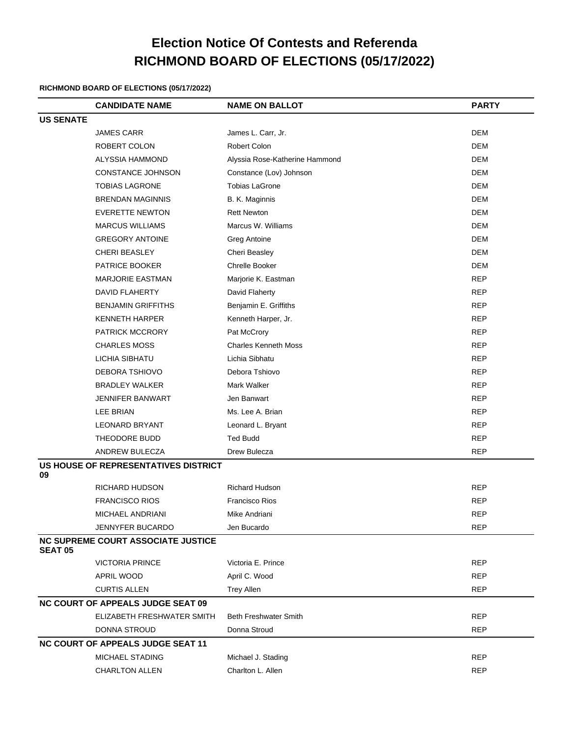# Election Notice Of Contests and Referenda
# RICHMOND BOARD OF ELECTIONS (05/17/2022)

**RICHMOND BOARD OF ELECTIONS (05/17/2022)**

| | CANDIDATE NAME | NAME ON BALLOT | PARTY |
|---|---|---|---|
| **US SENATE** | | | |
| | JAMES CARR | James L. Carr, Jr. | DEM |
| | ROBERT COLON | Robert Colon | DEM |
| | ALYSSIA HAMMOND | Alyssia Rose-Katherine Hammond | DEM |
| | CONSTANCE JOHNSON | Constance (Lov) Johnson | DEM |
| | TOBIAS LAGRONE | Tobias LaGrone | DEM |
| | BRENDAN MAGINNIS | B. K. Maginnis | DEM |
| | EVERETTE NEWTON | Rett Newton | DEM |
| | MARCUS WILLIAMS | Marcus W. Williams | DEM |
| | GREGORY ANTOINE | Greg Antoine | DEM |
| | CHERI BEASLEY | Cheri Beasley | DEM |
| | PATRICE BOOKER | Chrelle Booker | DEM |
| | MARJORIE EASTMAN | Marjorie K. Eastman | REP |
| | DAVID FLAHERTY | David Flaherty | REP |
| | BENJAMIN GRIFFITHS | Benjamin E. Griffiths | REP |
| | KENNETH HARPER | Kenneth Harper, Jr. | REP |
| | PATRICK MCCRORY | Pat McCrory | REP |
| | CHARLES MOSS | Charles Kenneth Moss | REP |
| | LICHIA SIBHATU | Lichia Sibhatu | REP |
| | DEBORA TSHIOVO | Debora Tshiovo | REP |
| | BRADLEY WALKER | Mark Walker | REP |
| | JENNIFER BANWART | Jen Banwart | REP |
| | LEE BRIAN | Ms. Lee A. Brian | REP |
| | LEONARD BRYANT | Leonard L. Bryant | REP |
| | THEODORE BUDD | Ted Budd | REP |
| | ANDREW BULECZA | Drew Bulecza | REP |
| **US HOUSE OF REPRESENTATIVES DISTRICT 09** | | | |
| | RICHARD HUDSON | Richard Hudson | REP |
| | FRANCISCO RIOS | Francisco Rios | REP |
| | MICHAEL ANDRIANI | Mike Andriani | REP |
| | JENNYFER BUCARDO | Jen Bucardo | REP |
| **NC SUPREME COURT ASSOCIATE JUSTICE SEAT 05** | | | |
| | VICTORIA PRINCE | Victoria E. Prince | REP |
| | APRIL WOOD | April C. Wood | REP |
| | CURTIS ALLEN | Trey Allen | REP |
| **NC COURT OF APPEALS JUDGE SEAT 09** | | | |
| | ELIZABETH FRESHWATER SMITH | Beth Freshwater Smith | REP |
| | DONNA STROUD | Donna Stroud | REP |
| **NC COURT OF APPEALS JUDGE SEAT 11** | | | |
| | MICHAEL STADING | Michael J. Stading | REP |
| | CHARLTON ALLEN | Charlton L. Allen | REP |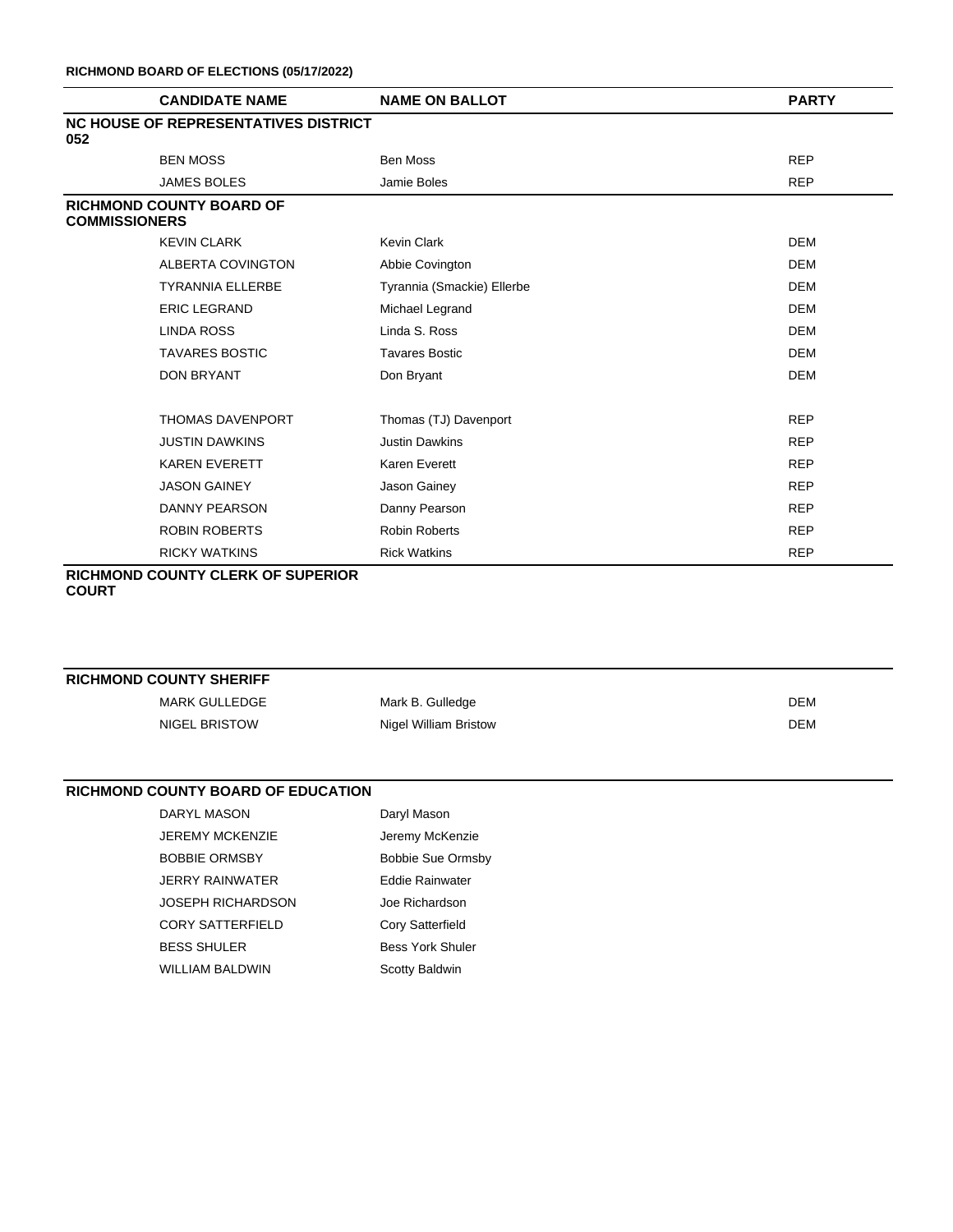**RICHMOND BOARD OF ELECTIONS (05/17/2022)**

| CANDIDATE NAME | NAME ON BALLOT | PARTY |
|---|---|---|
| **NC HOUSE OF REPRESENTATIVES DISTRICT 052** | | |
| BEN MOSS | Ben Moss | REP |
| JAMES BOLES | Jamie Boles | REP |
| **RICHMOND COUNTY BOARD OF COMMISSIONERS** | | |
| KEVIN CLARK | Kevin Clark | DEM |
| ALBERTA COVINGTON | Abbie Covington | DEM |
| TYRANNIA ELLERBE | Tyrannia (Smackie) Ellerbe | DEM |
| ERIC LEGRAND | Michael Legrand | DEM |
| LINDA ROSS | Linda S. Ross | DEM |
| TAVARES BOSTIC | Tavares Bostic | DEM |
| DON BRYANT | Don Bryant | DEM |
| THOMAS DAVENPORT | Thomas (TJ) Davenport | REP |
| JUSTIN DAWKINS | Justin Dawkins | REP |
| KAREN EVERETT | Karen Everett | REP |
| JASON GAINEY | Jason Gainey | REP |
| DANNY PEARSON | Danny Pearson | REP |
| ROBIN ROBERTS | Robin Roberts | REP |
| RICKY WATKINS | Rick Watkins | REP |
| **RICHMOND COUNTY CLERK OF SUPERIOR COURT** | | |
| **RICHMOND COUNTY SHERIFF** | | |
| MARK GULLEDGE | Mark B. Gulledge | DEM |
| NIGEL BRISTOW | Nigel William Bristow | DEM |
| **RICHMOND COUNTY BOARD OF EDUCATION** | | |
| DARYL MASON | Daryl Mason | |
| JEREMY MCKENZIE | Jeremy McKenzie | |
| BOBBIE ORMSBY | Bobbie Sue Ormsby | |
| JERRY RAINWATER | Eddie Rainwater | |
| JOSEPH RICHARDSON | Joe Richardson | |
| CORY SATTERFIELD | Cory Satterfield | |
| BESS SHULER | Bess York Shuler | |
| WILLIAM BALDWIN | Scotty Baldwin | |